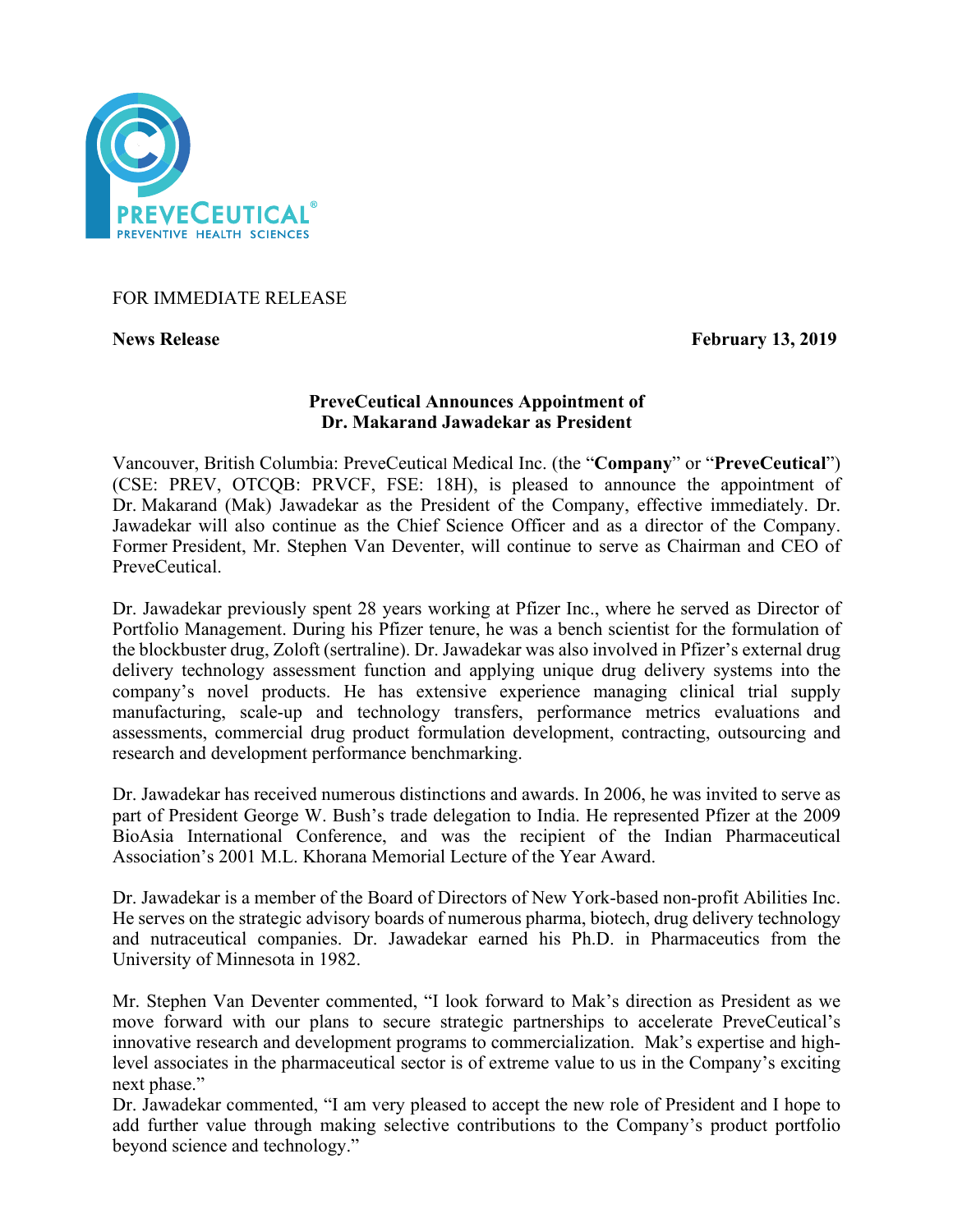FOR IMMEDIATE RELEASE

**News Release** **February 13, 2019**

**PreveCeutical Announces Appointment of Dr. Makarand Jawadekar as President**

Vancouver, British Columbia: PreveCeutical Medical Inc. (the "**Company**" or "**PreveCeutical**") (CSE: PREV, OTCQB: PRVCF, FSE: 18H), is pleased to announce the appointment of Dr. Makarand (Mak) Jawadekar as the President of the Company, effective immediately. Dr. Jawadekar will also continue as the Chief Science Officer and as a director of the Company. Former President, Mr. Stephen Van Deventer, will continue to serve as Chairman and CEO of PreveCeutical.

Dr. Jawadekar previously spent 28 years working at Pfizer Inc., where he served as Director of Portfolio Management. During his Pfizer tenure, he was a bench scientist for the formulation of the blockbuster drug, Zoloft (sertraline). Dr. Jawadekar was also involved in Pfizer's external drug delivery technology assessment function and applying unique drug delivery systems into the company's novel products. He has extensive experience managing clinical trial supply manufacturing, scale-up and technology transfers, performance metrics evaluations and assessments, commercial drug product formulation development, contracting, outsourcing and research and development performance benchmarking.

Dr. Jawadekar has received numerous distinctions and awards. In 2006, he was invited to serve as part of President George W. Bush's trade delegation to India. He represented Pfizer at the 2009 BioAsia International Conference, and was the recipient of the Indian Pharmaceutical Association's 2001 M.L. Khorana Memorial Lecture of the Year Award.

Dr. Jawadekar is a member of the Board of Directors of New York-based non-profit Abilities Inc. He serves on the strategic advisory boards of numerous pharma, biotech, drug delivery technology and nutraceutical companies. Dr. Jawadekar earned his Ph.D. in Pharmaceutics from the University of Minnesota in 1982.

Mr. Stephen Van Deventer commented, "I look forward to Mak's direction as President as we move forward with our plans to secure strategic partnerships to accelerate PreveCeutical's innovative research and development programs to commercialization. Mak's expertise and high-level associates in the pharmaceutical sector is of extreme value to us in the Company's exciting next phase."

Dr. Jawadekar commented, "I am very pleased to accept the new role of President and I hope to add further value through making selective contributions to the Company's product portfolio beyond science and technology."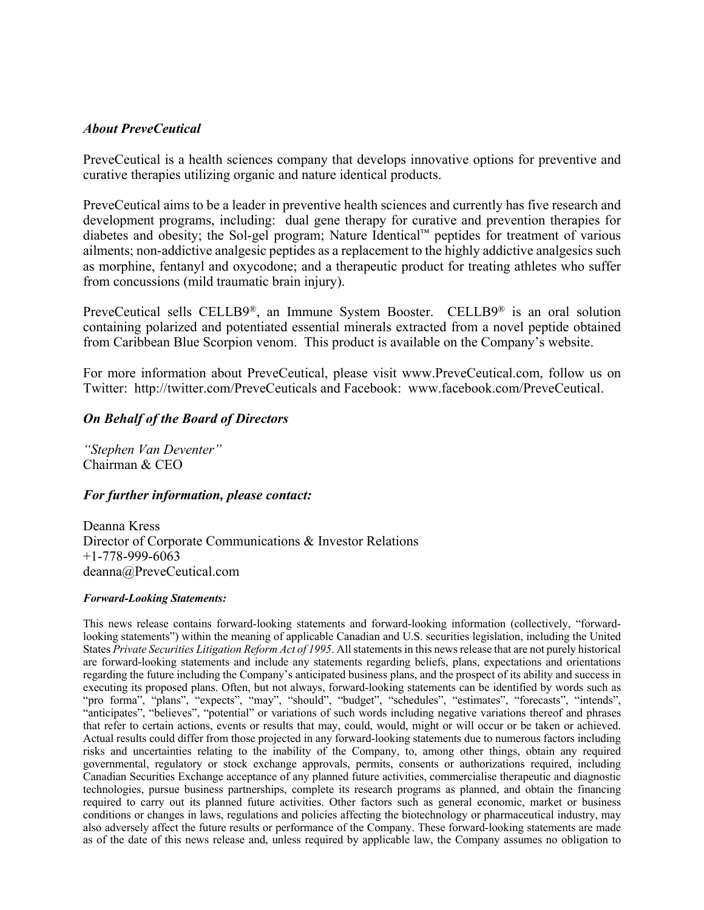### *About PreveCeutical*

PreveCeutical is a health sciences company that develops innovative options for preventive and curative therapies utilizing organic and nature identical products.

PreveCeutical aims to be a leader in preventive health sciences and currently has five research and development programs, including: dual gene therapy for curative and prevention therapies for diabetes and obesity; the Sol-gel program; Nature Identical™ peptides for treatment of various ailments; non-addictive analgesic peptides as a replacement to the highly addictive analgesics such as morphine, fentanyl and oxycodone; and a therapeutic product for treating athletes who suffer from concussions (mild traumatic brain injury).

PreveCeutical sells CELLB9®, an Immune System Booster. CELLB9® is an oral solution containing polarized and potentiated essential minerals extracted from a novel peptide obtained from Caribbean Blue Scorpion venom. This product is available on the Company's website.

For more information about PreveCeutical, please visit www.PreveCeutical.com, follow us on Twitter: http://twitter.com/PreveCeuticals and Facebook: www.facebook.com/PreveCeutical.

### *On Behalf of the Board of Directors*

*"Stephen Van Deventer"*
Chairman & CEO

### *For further information, please contact:*

Deanna Kress
Director of Corporate Communications & Investor Relations
+1-778-999-6063
deanna@PreveCeutical.com

***Forward-Looking Statements:***

This news release contains forward-looking statements and forward-looking information (collectively, "forward-looking statements") within the meaning of applicable Canadian and U.S. securities legislation, including the United States *Private Securities Litigation Reform Act of 1995*. All statements in this news release that are not purely historical are forward-looking statements and include any statements regarding beliefs, plans, expectations and orientations regarding the future including the Company's anticipated business plans, and the prospect of its ability and success in executing its proposed plans. Often, but not always, forward-looking statements can be identified by words such as "pro forma", "plans", "expects", "may", "should", "budget", "schedules", "estimates", "forecasts", "intends", "anticipates", "believes", "potential" or variations of such words including negative variations thereof and phrases that refer to certain actions, events or results that may, could, would, might or will occur or be taken or achieved. Actual results could differ from those projected in any forward-looking statements due to numerous factors including risks and uncertainties relating to the inability of the Company, to, among other things, obtain any required governmental, regulatory or stock exchange approvals, permits, consents or authorizations required, including Canadian Securities Exchange acceptance of any planned future activities, commercialise therapeutic and diagnostic technologies, pursue business partnerships, complete its research programs as planned, and obtain the financing required to carry out its planned future activities. Other factors such as general economic, market or business conditions or changes in laws, regulations and policies affecting the biotechnology or pharmaceutical industry, may also adversely affect the future results or performance of the Company. These forward-looking statements are made as of the date of this news release and, unless required by applicable law, the Company assumes no obligation to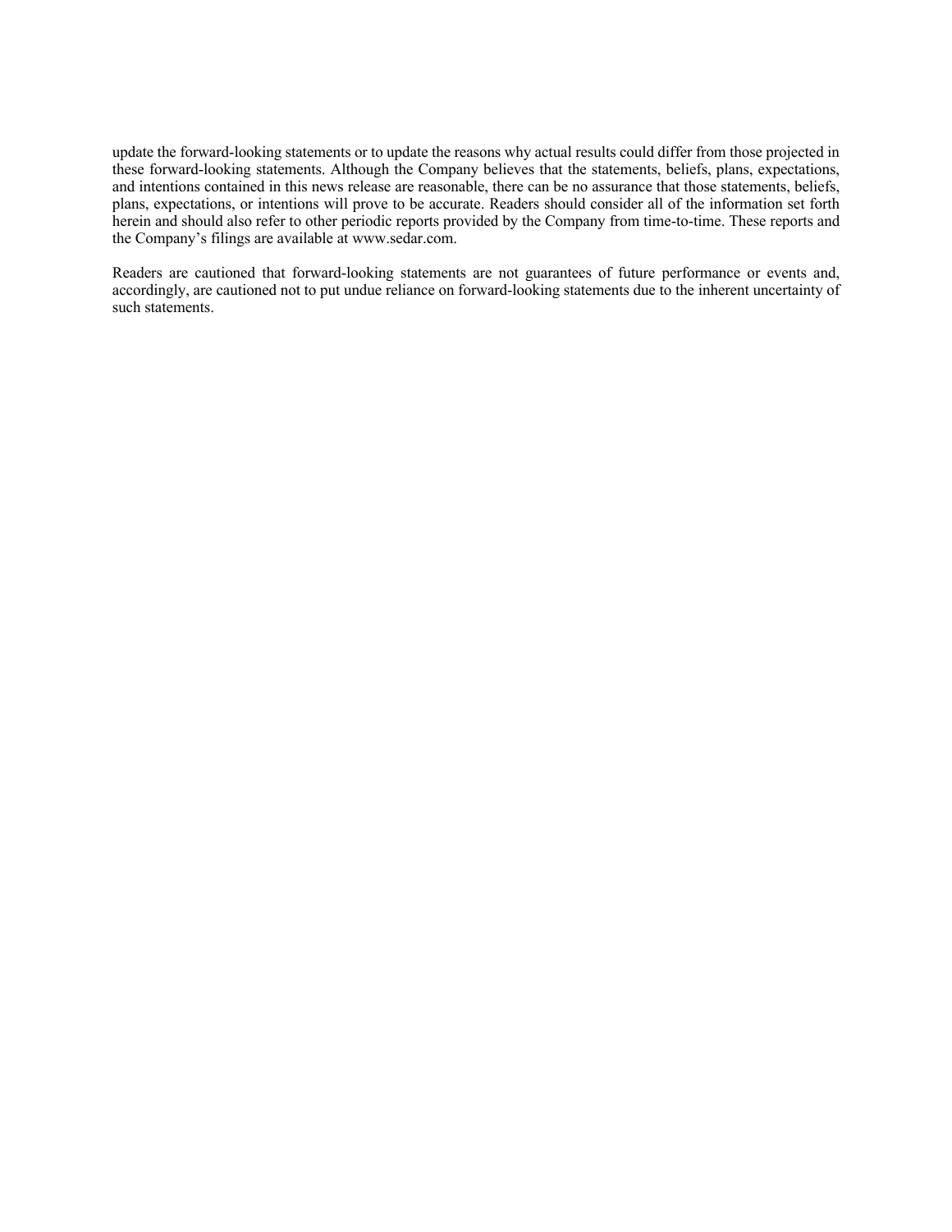update the forward-looking statements or to update the reasons why actual results could differ from those projected in these forward-looking statements. Although the Company believes that the statements, beliefs, plans, expectations, and intentions contained in this news release are reasonable, there can be no assurance that those statements, beliefs, plans, expectations, or intentions will prove to be accurate. Readers should consider all of the information set forth herein and should also refer to other periodic reports provided by the Company from time-to-time. These reports and the Company's filings are available at www.sedar.com.

Readers are cautioned that forward-looking statements are not guarantees of future performance or events and, accordingly, are cautioned not to put undue reliance on forward-looking statements due to the inherent uncertainty of such statements.